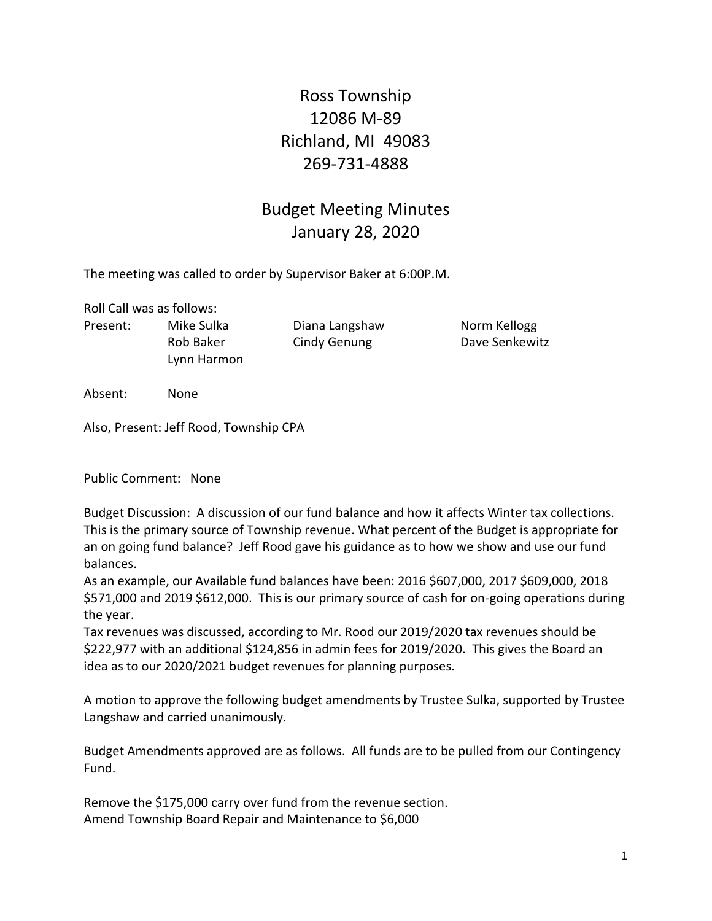# Ross Township
12086 M-89
Richland, MI 49083
269-731-4888

## Budget Meeting Minutes
January 28, 2020

The meeting was called to order by Supervisor Baker at 6:00P.M.

Roll Call was as follows:

| | | | |
|---|---|---|---|
| Present: | Mike Sulka | Diana Langshaw | Norm Kellogg |
| | Rob Baker | Cindy Genung | Dave Senkewitz |
| | Lynn Harmon | | |

Absent: None

Also, Present: Jeff Rood, Township CPA

Public Comment: None

Budget Discussion: A discussion of our fund balance and how it affects Winter tax collections. This is the primary source of Township revenue. What percent of the Budget is appropriate for an on going fund balance? Jeff Rood gave his guidance as to how we show and use our fund balances.

As an example, our Available fund balances have been: 2016 $607,000, 2017 $609,000, 2018 $571,000 and 2019 $612,000. This is our primary source of cash for on-going operations during the year.

Tax revenues was discussed, according to Mr. Rood our 2019/2020 tax revenues should be $222,977 with an additional $124,856 in admin fees for 2019/2020. This gives the Board an idea as to our 2020/2021 budget revenues for planning purposes.

A motion to approve the following budget amendments by Trustee Sulka, supported by Trustee Langshaw and carried unanimously.

Budget Amendments approved are as follows. All funds are to be pulled from our Contingency Fund.

Remove the $175,000 carry over fund from the revenue section.
Amend Township Board Repair and Maintenance to $6,000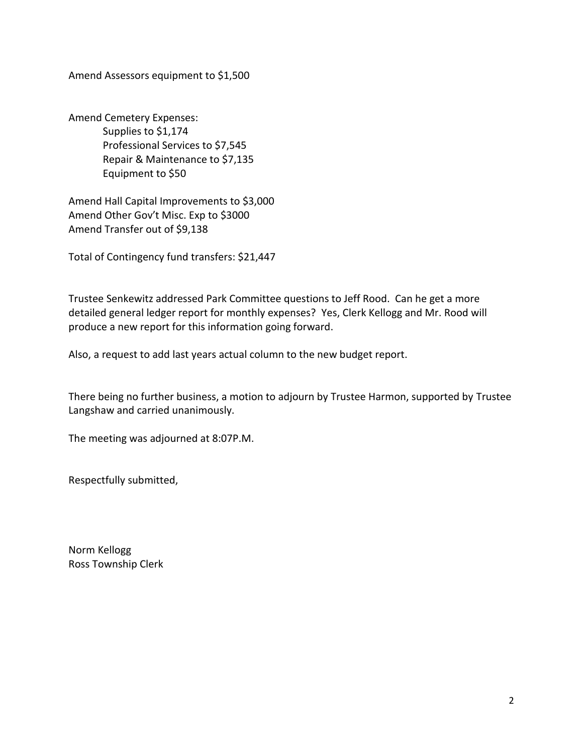Amend Assessors equipment to $1,500

Amend Cemetery Expenses:

- Supplies to $1,174
- Professional Services to $7,545
- Repair & Maintenance to $7,135
- Equipment to $50

Amend Hall Capital Improvements to $3,000
Amend Other Gov't Misc. Exp to $3000
Amend Transfer out of $9,138

Total of Contingency fund transfers: $21,447

Trustee Senkewitz addressed Park Committee questions to Jeff Rood. Can he get a more detailed general ledger report for monthly expenses? Yes, Clerk Kellogg and Mr. Rood will produce a new report for this information going forward.

Also, a request to add last years actual column to the new budget report.

There being no further business, a motion to adjourn by Trustee Harmon, supported by Trustee Langshaw and carried unanimously.

The meeting was adjourned at 8:07P.M.

Respectfully submitted,

Norm Kellogg
Ross Township Clerk